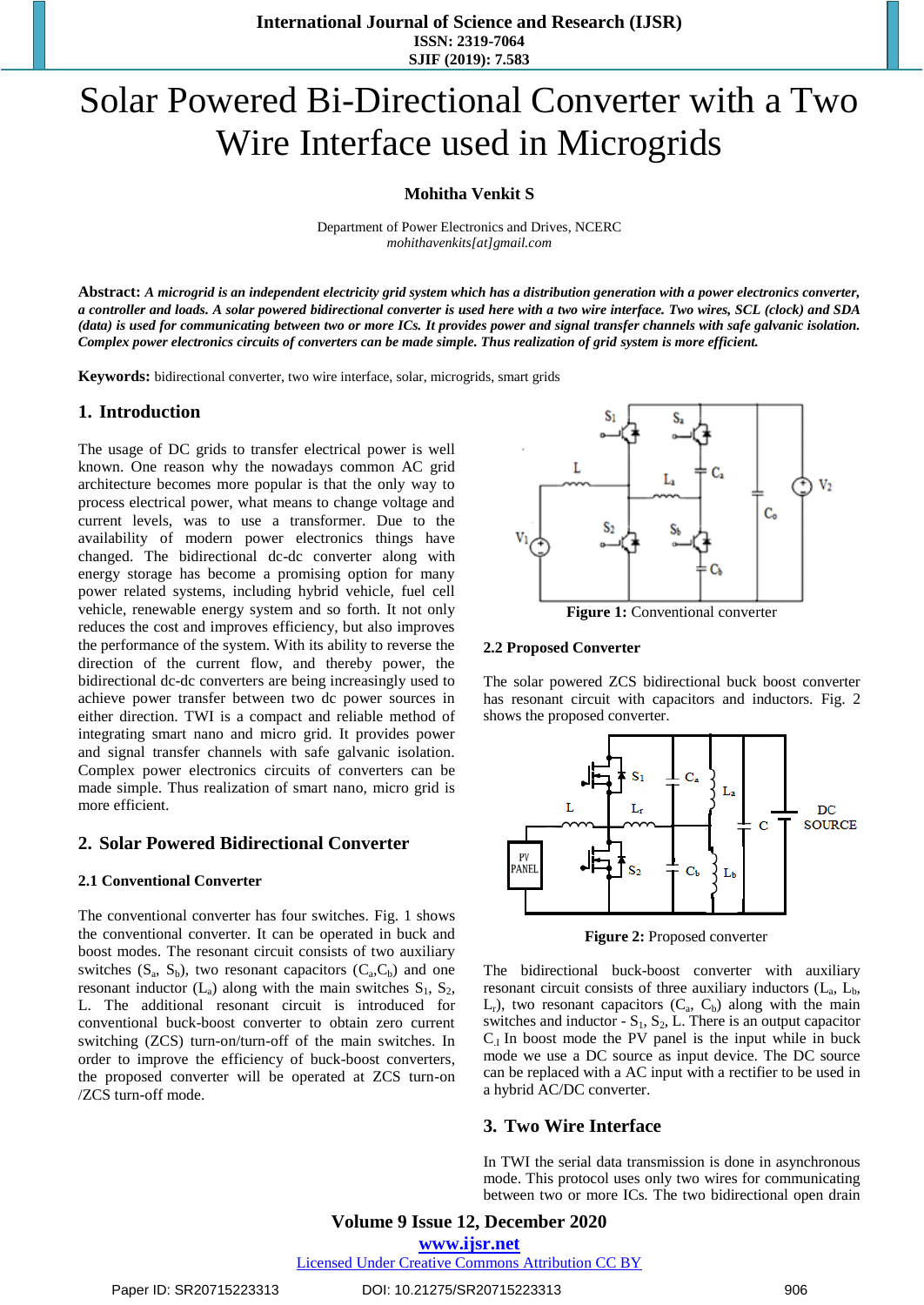# Solar Powered Bi-Directional Converter with a Two Wire Interface used in Microgrids

**Mohitha Venkit S**

Department of Power Electronics and Drives, NCERC
*mohithavenkits[at]gmail.com*

**Abstract:** ***A microgrid is an independent electricity grid system which has a distribution generation with a power electronics converter, a controller and loads. A solar powered bidirectional converter is used here with a two wire interface. Two wires, SCL (clock) and SDA (data) is used for communicating between two or more ICs. It provides power and signal transfer channels with safe galvanic isolation. Complex power electronics circuits of converters can be made simple. Thus realization of grid system is more efficient.***

**Keywords:** bidirectional converter, two wire interface, solar, micrograds, smart grids

## 1. Introduction

The usage of DC grids to transfer electrical power is well known. One reason why the nowadays common AC grid architecture becomes more popular is that the only way to process electrical power, what means to change voltage and current levels, was to use a transformer. Due to the availability of modern power electronics things have changed. The bidirectional dc-dc converter along with energy storage has become a promising option for many power related systems, including hybrid vehicle, fuel cell vehicle, renewable energy system and so forth. It not only reduces the cost and improves efficiency, but also improves the performance of the system. With its ability to reverse the direction of the current flow, and thereby power, the bidirectional dc-dc converters are being increasingly used to achieve power transfer between two dc power sources in either direction. TWI is a compact and reliable method of integrating smart nano and micro grid. It provides power and signal transfer channels with safe galvanic isolation. Complex power electronics circuits of converters can be made simple. Thus realization of smart nano, micro grid is more efficient.

## 2. Solar Powered Bidirectional Converter

### 2.1 Conventional Converter

The conventional converter has four switches. Fig. 1 shows the conventional converter. It can be operated in buck and boost modes. The resonant circuit consists of two auxiliary switches ($S_a$, $S_b$), two resonant capacitors ($C_a$,$C_b$) and one resonant inductor ($L_a$) along with the main switches $S_1$, $S_2$, L. The additional resonant circuit is introduced for conventional buck-boost converter to obtain zero current switching (ZCS) turn-on/turn-off of the main switches. In order to improve the efficiency of buck-boost converters, the proposed converter will be operated at ZCS turn-on /ZCS turn-off mode.

**Figure 1:** Conventional converter

### 2.2 Proposed Converter

The solar powered ZCS bidirectional buck boost converter has resonant circuit with capacitors and inductors. Fig. 2 shows the proposed converter.

**Figure 2:** Proposed converter

The bidirectional buck-boost converter with auxiliary resonant circuit consists of three auxiliary inductors ($L_a$, $L_b$, $L_r$), two resonant capacitors ($C_a$, $C_b$) along with the main switches and inductor - $S_1$, $S_2$, L. There is an output capacitor C. In boost mode the PV panel is the input while in buck mode we use a DC source as input device. The DC source can be replaced with a AC input with a rectifier to be used in a hybrid AC/DC converter.

## 3. Two Wire Interface

In TWI the serial data transmission is done in asynchronous mode. This protocol uses only two wires for communicating between two or more ICs. The two bidirectional open drain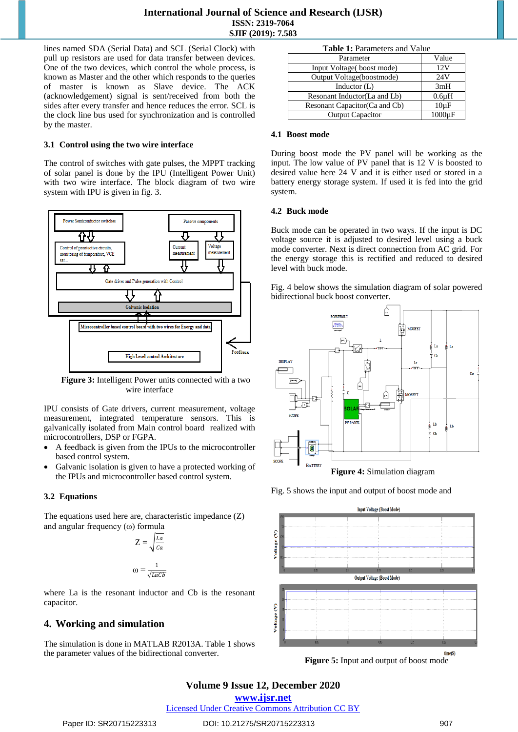lines named SDA (Serial Data) and SCL (Serial Clock) with pull up resistors are used for data transfer between devices. One of the two devices, which control the whole process, is known as Master and the other which responds to the queries of master is known as Slave device. The ACK (acknowledgement) signal is sent/received from both the sides after every transfer and hence reduces the error. SCL is the clock line bus used for synchronization and is controlled by the master.

### 3.1 Control using the two wire interface

The control of switches with gate pulses, the MPPT tracking of solar panel is done by the IPU (Intelligent Power Unit) with two wire interface. The block diagram of two wire system with IPU is given in fig. 3.

**Figure 3:** Intelligent Power units connected with a two wire interface

IPU consists of Gate drivers, current measurement, voltage measurement, integrated temperature sensors. This is galvanically isolated from Main control board realized with microcontrollers, DSP or FGPA.

- A feedback is given from the IPUs to the microcontroller based control system.
- Galvanic isolation is given to have a protected working of the IPUs and microcontroller based control system.

### 3.2 Equations

The equations used here are, characteristic impedance (Z) and angular frequency (ω) formula

$$Z = \sqrt{\frac{La}{Ca}}$$

$$\omega = \frac{1}{\sqrt{LaCb}}$$

where La is the resonant inductor and Cb is the resonant capacitor.

## 4. Working and simulation

The simulation is done in MATLAB R2013A. Table 1 shows the parameter values of the bidirectional converter.

**Table 1:** Parameters and Value

| Parameter | Value |
|---|---|
| Input Voltage( boost mode) | 12V |
| Output Voltage(boostmode) | 24V |
| Inductor (L) | 3mH |
| Resonant Inductor(La and Lb) | 0.6µH |
| Resonant Capacitor(Ca and Cb) | 10µF |
| Output Capacitor | 1000µF |

### 4.1 Boost mode

During boost mode the PV panel will be working as the input. The low value of PV panel that is 12 V is boosted to desired value here 24 V and it is either used or stored in a battery energy storage system. If used it is fed into the grid system.

### 4.2 Buck mode

Buck mode can be operated in two ways. If the input is DC voltage source it is adjusted to desired level using a buck mode converter. Next is direct connection from AC grid. For the energy storage this is rectified and reduced to desired level with buck mode.

Fig. 4 below shows the simulation diagram of solar powered bidirectional buck boost converter.

**Figure 4:** Simulation diagram

Fig. 5 shows the input and output of boost mode and

**Figure 5:** Input and output of boost mode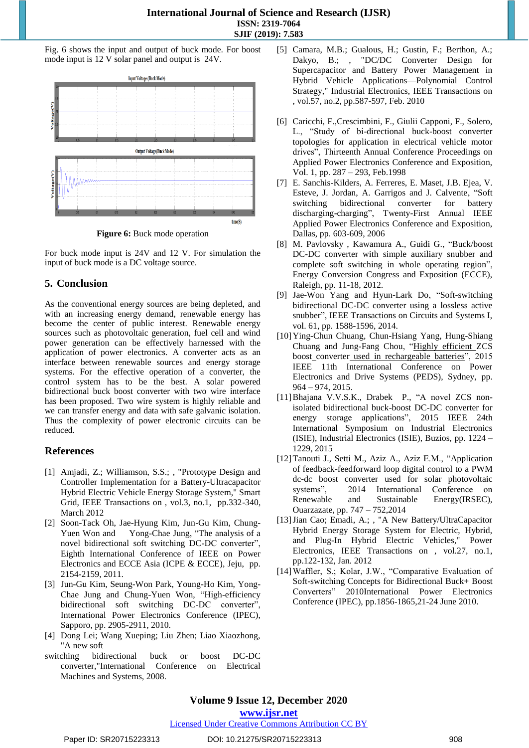Fig. 6 shows the input and output of buck mode. For boost mode input is 12 V solar panel and output is 24V.

Input Voltage (Buck Mode)

Voltage(V)

Output Voltage(Buck Mode)

Voltage(V)

time(S)

**Figure 6:** Buck mode operation

For buck mode input is 24V and 12 V. For simulation the input of buck mode is a DC voltage source.

## 5. Conclusion

As the conventional energy sources are being depleted, and with an increasing energy demand, renewable energy has become the center of public interest. Renewable energy sources such as photovoltaic generation, fuel cell and wind power generation can be effectively harnessed with the application of power electronics. A converter acts as an interface between renewable sources and energy storage systems. For the effective operation of a converter, the control system has to be the best. A solar powered bidirectional buck boost converter with two wire interface has been proposed. Two wire system is highly reliable and we can transfer energy and data with safe galvanic isolation. Thus the complexity of power electronic circuits can be reduced.

## References

[1] Amjadi, Z.; Williamson, S.S.; , "Prototype Design and Controller Implementation for a Battery-Ultracapacitor Hybrid Electric Vehicle Energy Storage System," Smart Grid, IEEE Transactions on , vol.3, no.1, pp.332-340, March 2012

[2] Soon-Tack Oh, Jae-Hyung Kim, Jun-Gu Kim, Chung-Yuen Won and Yong-Chae Jung, "The analysis of a novel bidirectional soft switching DC-DC converter", Eighth International Conference of IEEE on Power Electronics and ECCE Asia (ICPE & ECCE), Jeju, pp. 2154-2159, 2011.

[3] Jun-Gu Kim, Seung-Won Park, Young-Ho Kim, Yong-Chae Jung and Chung-Yuen Won, "High-efficiency bidirectional soft switching DC-DC converter", International Power Electronics Conference (IPEC), Sapporo, pp. 2905-2911, 2010.

[4] Dong Lei; Wang Xueping; Liu Zhen; Liao Xiaozhong, "A new soft switching bidirectional buck or boost DC-DC converter,"International Conference on Electrical Machines and Systems, 2008.

[5] Camara, M.B.; Gualous, H.; Gustin, F.; Berthon, A.; Dakyo, B.; , "DC/DC Converter Design for Supercapacitor and Battery Power Management in Hybrid Vehicle Applications—Polynomial Control Strategy," Industrial Electronics, IEEE Transactions on , vol.57, no.2, pp.587-597, Feb. 2010

[6] Caricchi, F.,Crescimbini, F., Giulii Capponi, F., Solero, L., "Study of bi-directional buck-boost converter topologies for application in electrical vehicle motor drives", Thirteenth Annual Conference Proceedings on Applied Power Electronics Conference and Exposition, Vol. 1, pp. 287 – 293, Feb.1998

[7] E. Sanchis-Kilders, A. Ferreres, E. Maset, J.B. Ejea, V. Esteve, J. Jordan, A. Garrigos and J. Calvente, "Soft switching bidirectional converter for battery discharging-charging", Twenty-First Annual IEEE Applied Power Electronics Conference and Exposition, Dallas, pp. 603-609, 2006

[8] M. Pavlovsky , Kawamura A., Guidi G., "Buck/boost DC-DC converter with simple auxiliary snubber and complete soft switching in whole operating region", Energy Conversion Congress and Exposition (ECCE), Raleigh, pp. 11-18, 2012.

[9] Jae-Won Yang and Hyun-Lark Do, "Soft-switching bidirectional DC-DC converter using a lossless active snubber", IEEE Transactions on Circuits and Systems I, vol. 61, pp. 1588-1596, 2014.

[10] Ying-Chun Chuang, Chun-Hsiang Yang, Hung-Shiang Chuang and Jung-Fang Chou, "Highly efficient ZCS boost converter used in rechargeable batteries", 2015 IEEE 11th International Conference on Power Electronics and Drive Systems (PEDS), Sydney, pp. 964 – 974, 2015.

[11] Bhajana V.V.S.K., Drabek P., "A novel ZCS non-isolated bidirectional buck-boost DC-DC converter for energy storage applications", 2015 IEEE 24th International Symposium on Industrial Electronics (ISIE), Industrial Electronics (ISIE), Buzios, pp. 1224 – 1229, 2015

[12] Tanouti J., Setti M., Aziz A., Aziz E.M., "Application of feedback-feedforward loop digital control to a PWM dc-dc boost converter used for solar photovoltaic systems", 2014 International Conference on Renewable and Sustainable Energy(IRSEC), Ouarzazate, pp. 747 – 752,2014

[13] Jian Cao; Emadi, A.; , "A New Battery/UltraCapacitor Hybrid Energy Storage System for Electric, Hybrid, and Plug-In Hybrid Electric Vehicles," Power Electronics, IEEE Transactions on , vol.27, no.1, pp.122-132, Jan. 2012

[14] Waffler, S.; Kolar, J.W., "Comparative Evaluation of Soft-switching Concepts for Bidirectional Buck+ Boost Converters" 2010International Power Electronics Conference (IPEC), pp.1856-1865,21-24 June 2010.